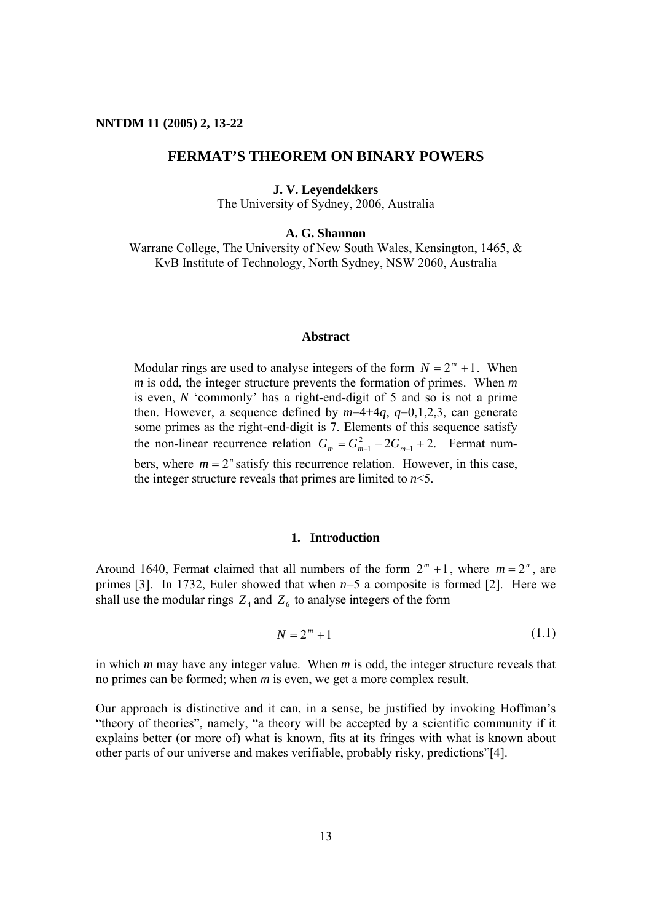# FERMAT'S THEOREM ON BINARY POWERS

**J. V. Leyendekkers**
The University of Sydney, 2006, Australia

**A. G. Shannon**
Warrane College, The University of New South Wales, Kensington, 1465, &
KvB Institute of Technology, North Sydney, NSW 2060, Australia

### Abstract

Modular rings are used to analyse integers of the form $N = 2^m + 1$. When *m* is odd, the integer structure prevents the formation of primes. When *m* is even, *N* 'commonly' has a right-end-digit of 5 and so is not a prime then. However, a sequence defined by *m*=4+4*q*, *q*=0,1,2,3, can generate some primes as the right-end-digit is 7. Elements of this sequence satisfy the non-linear recurrence relation $G_m = G_{m-1}^2 - 2G_{m-1} + 2$. Fermat numbers, where $m = 2^n$ satisfy this recurrence relation. However, in this case, the integer structure reveals that primes are limited to *n*<5.

## 1. Introduction

Around 1640, Fermat claimed that all numbers of the form $2^m + 1$, where $m = 2^n$, are primes [3]. In 1732, Euler showed that when *n*=5 a composite is formed [2]. Here we shall use the modular rings $Z_4$ and $Z_6$ to analyse integers of the form

$$N = 2^m + 1 \tag{1.1}$$

in which *m* may have any integer value. When *m* is odd, the integer structure reveals that no primes can be formed; when *m* is even, we get a more complex result.

Our approach is distinctive and it can, in a sense, be justified by invoking Hoffman's "theory of theories", namely, "a theory will be accepted by a scientific community if it explains better (or more of) what is known, fits at its fringes with what is known about other parts of our universe and makes verifiable, probably risky, predictions"[4].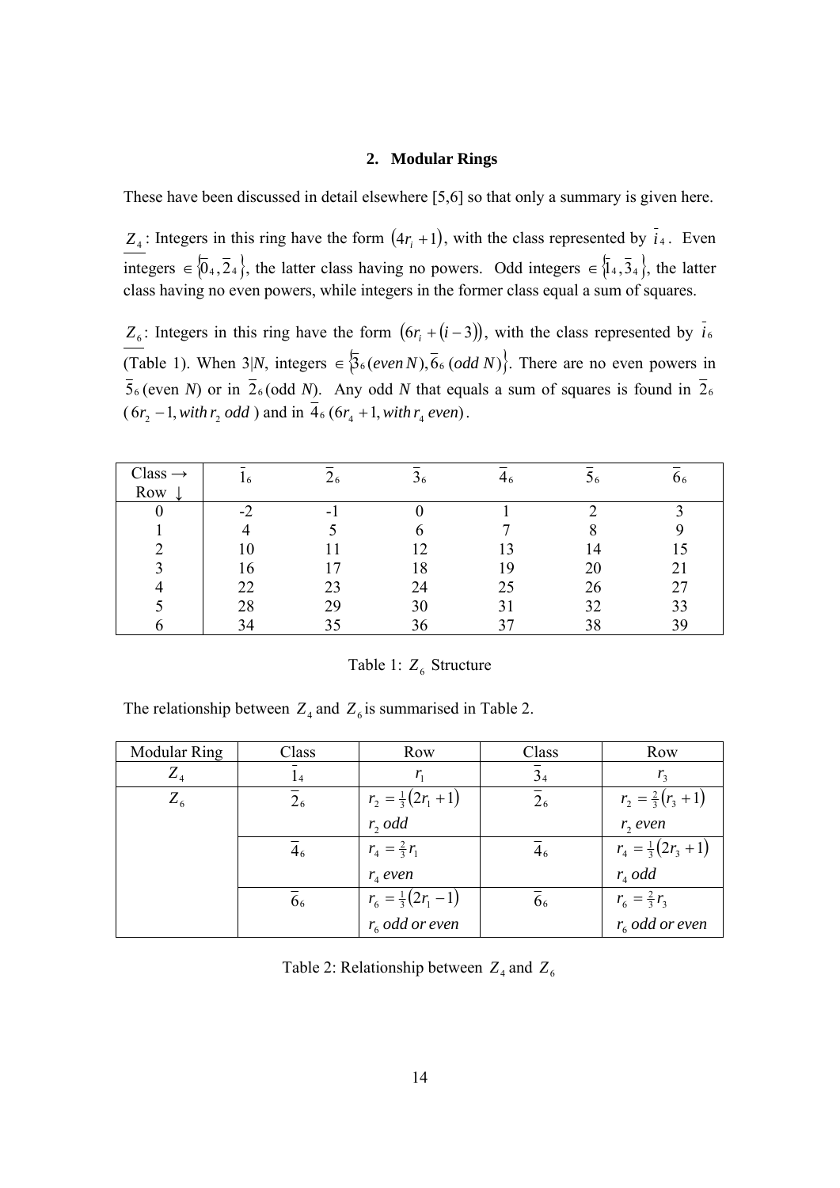## 2. Modular Rings

These have been discussed in detail elsewhere [5,6] so that only a summary is given here.

$\underline{Z_4}$: Integers in this ring have the form $(4r_i + 1)$, with the class represented by $\bar{i}_4$. Even integers $\in \{\bar{0}_4, \bar{2}_4\}$, the latter class having no powers. Odd integers $\in \{\bar{1}_4, \bar{3}_4\}$, the latter class having no even powers, while integers in the former class equal a sum of squares.

$\underline{Z_6}$: Integers in this ring have the form $(6r_i + (i-3))$, with the class represented by $\bar{i}_6$ (Table 1). When 3|*N*, integers $\in \{\bar{3}_6 (even\, N), \bar{6}_6 (odd\, N)\}$. There are no even powers in $\bar{5}_6$ (even *N*) or in $\bar{2}_6$ (odd *N*). Any odd *N* that equals a sum of squares is found in $\bar{2}_6$ ($6r_2 - 1, with\, r_2\; odd$) and in $\bar{4}_6$ $(6r_4 + 1, with\, r_4\; even)$.

| Class → Row ↓ | $\bar{1}_6$ | $\bar{2}_6$ | $\bar{3}_6$ | $\bar{4}_6$ | $\bar{5}_6$ | $\bar{6}_6$ |
|---|---|---|---|---|---|---|
| 0 | -2 | -1 | 0 | 1 | 2 | 3 |
| 1 | 4 | 5 | 6 | 7 | 8 | 9 |
| 2 | 10 | 11 | 12 | 13 | 14 | 15 |
| 3 | 16 | 17 | 18 | 19 | 20 | 21 |
| 4 | 22 | 23 | 24 | 25 | 26 | 27 |
| 5 | 28 | 29 | 30 | 31 | 32 | 33 |
| 6 | 34 | 35 | 36 | 37 | 38 | 39 |

Table 1: $Z_6$ Structure

The relationship between $Z_4$ and $Z_6$ is summarised in Table 2.

| Modular Ring | Class | Row | Class | Row |
|---|---|---|---|---|
| $Z_4$ | $\bar{1}_4$ | $r_1$ | $\bar{3}_4$ | $r_3$ |
| $Z_6$ | $\bar{2}_6$ | $r_2 = \frac{1}{3}(2r_1 + 1)$ $r_2\; odd$ | $\bar{2}_6$ | $r_2 = \frac{2}{3}(r_3 + 1)$ $r_2\; even$ |
| | $\bar{4}_6$ | $r_4 = \frac{2}{3} r_1$ $r_4\; even$ | $\bar{4}_6$ | $r_4 = \frac{1}{3}(2r_3 + 1)$ $r_4\; odd$ |
| | $\bar{6}_6$ | $r_6 = \frac{1}{3}(2r_1 - 1)$ $r_6\; odd\; or\; even$ | $\bar{6}_6$ | $r_6 = \frac{2}{3} r_3$ $r_6\; odd\; or\; even$ |

Table 2: Relationship between $Z_4$ and $Z_6$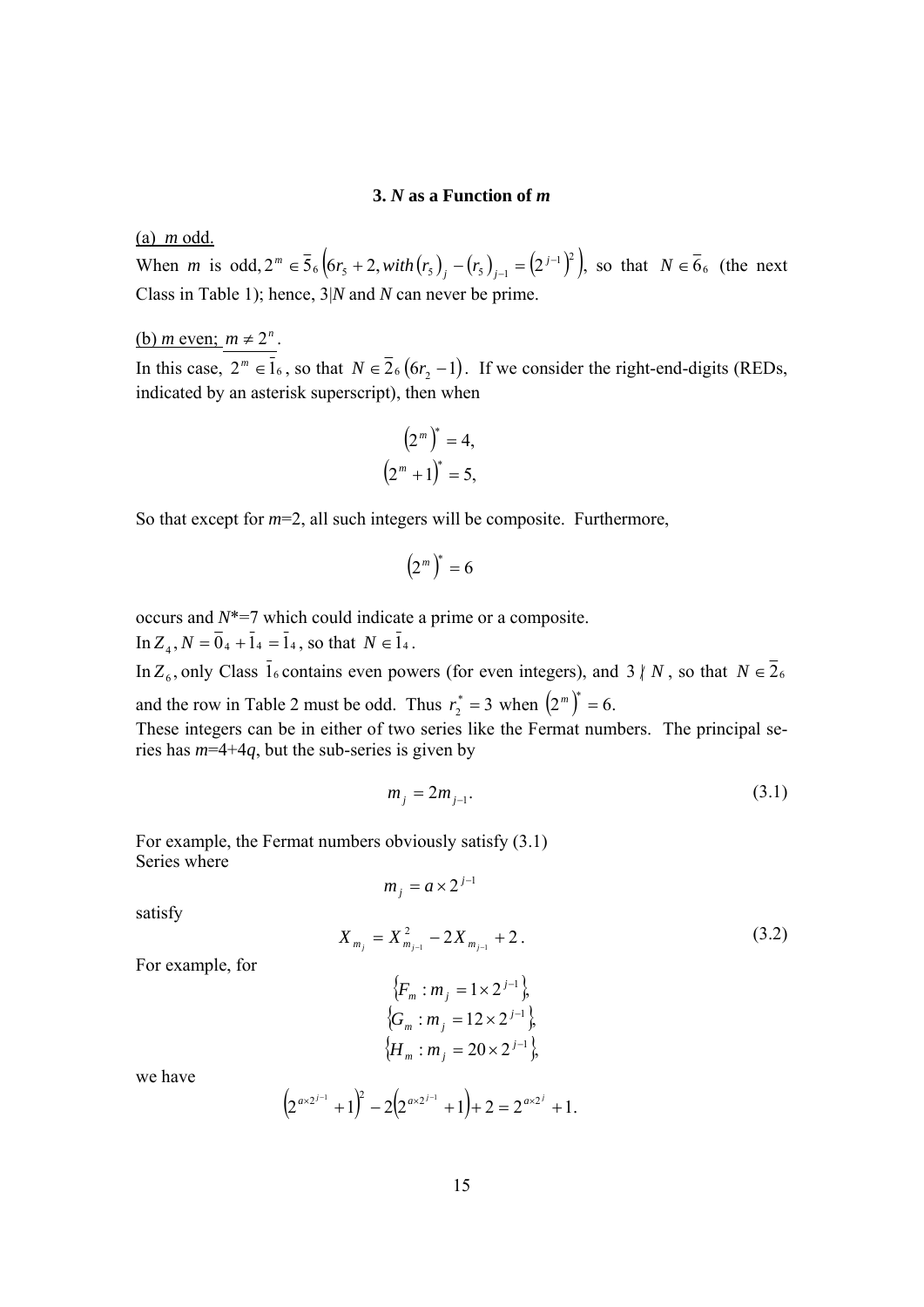### 3. *N* as a Function of *m*

(a) *m* odd.

When $m$ is odd, $2^m \in \bar{5}_6\left(6r_5 + 2, with\left(r_5\right)_j - \left(r_5\right)_{j-1} = \left(2^{j-1}\right)^2\right)$, so that $N \in \bar{6}_6$ (the next Class in Table 1); hence, $3|N$ and $N$ can never be prime.

(b) *m* even; $m \neq 2^n$.

In this case, $2^m \in \bar{1}_6$, so that $N \in \bar{2}_6\left(6r_2 - 1\right)$. If we consider the right-end-digits (REDs, indicated by an asterisk superscript), then when

$$\left(2^m\right)^* = 4,$$
$$\left(2^m + 1\right)^* = 5,$$

So that except for $m$=2, all such integers will be composite. Furthermore,

$$\left(2^m\right)^* = 6$$

occurs and $N^*$=7 which could indicate a prime or a composite.

In $Z_4$, $N = \bar{0}_4 + \bar{1}_4 = \bar{1}_4$, so that $N \in \bar{1}_4$.

In $Z_6$, only Class $\bar{1}_6$ contains even powers (for even integers), and $3 \nmid N$, so that $N \in \bar{2}_6$ and the row in Table 2 must be odd. Thus $r_2^* = 3$ when $\left(2^m\right)^* = 6$.

These integers can be in either of two series like the Fermat numbers. The principal series has $m$=4+4$q$, but the sub-series is given by

$$m_j = 2m_{j-1}. \tag{3.1}$$

For example, the Fermat numbers obviously satisfy (3.1)

Series where

$$m_j = a \times 2^{j-1}$$

satisfy

$$X_{m_j} = X_{m_{j-1}}^2 - 2X_{m_{j-1}} + 2. \tag{3.2}$$

For example, for

$$\left\{F_m : m_j = 1 \times 2^{j-1}\right\},$$
$$\left\{G_m : m_j = 12 \times 2^{j-1}\right\},$$
$$\left\{H_m : m_j = 20 \times 2^{j-1}\right\},$$

we have

$$\left(2^{a \times 2^{j-1}} + 1\right)^2 - 2\left(2^{a \times 2^{j-1}} + 1\right) + 2 = 2^{a \times 2^j} + 1.$$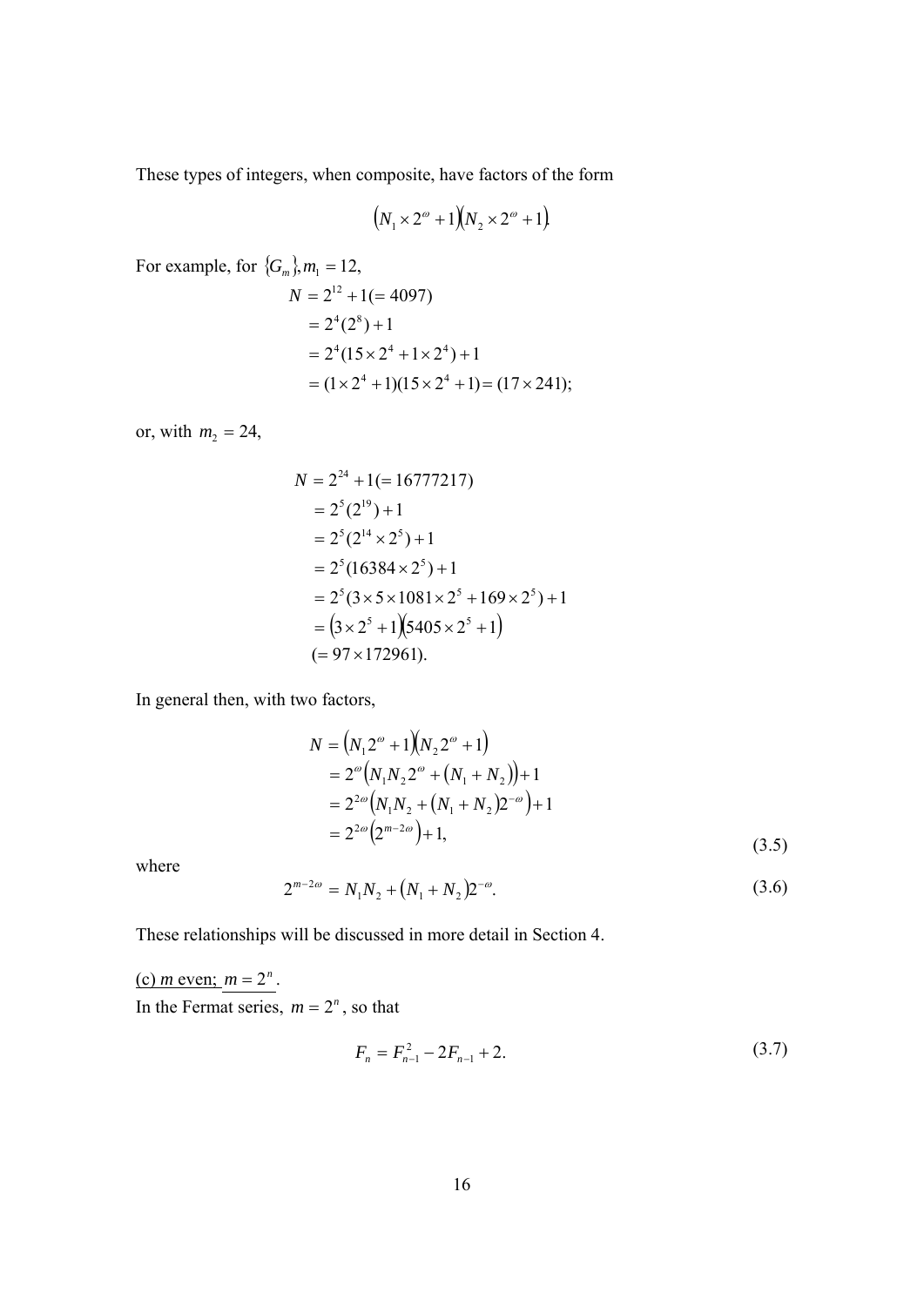These types of integers, when composite, have factors of the form

$$\left(N_1 \times 2^{\omega} + 1\right)\left(N_2 \times 2^{\omega} + 1\right).$$

For example, for $\{G_m\}, m_1 = 12,$

$$\begin{aligned}
N &= 2^{12} + 1 (= 4097) \\
&= 2^4(2^8) + 1 \\
&= 2^4(15 \times 2^4 + 1 \times 2^4) + 1 \\
&= (1 \times 2^4 + 1)(15 \times 2^4 + 1) = (17 \times 241);
\end{aligned}$$

or, with $m_2 = 24$,

$$\begin{aligned}
N &= 2^{24} + 1 (= 16777217) \\
&= 2^5(2^{19}) + 1 \\
&= 2^5(2^{14} \times 2^5) + 1 \\
&= 2^5(16384 \times 2^5) + 1 \\
&= 2^5(3 \times 5 \times 1081 \times 2^5 + 169 \times 2^5) + 1 \\
&= \left(3 \times 2^5 + 1\right)\left(5405 \times 2^5 + 1\right) \\
&(= 97 \times 172961).
\end{aligned}$$

In general then, with two factors,

$$\begin{aligned}
N &= \left(N_1 2^{\omega} + 1\right)\left(N_2 2^{\omega} + 1\right) \\
&= 2^{\omega}\left(N_1 N_2 2^{\omega} + \left(N_1 + N_2\right)\right) + 1 \\
&= 2^{2\omega}\left(N_1 N_2 + \left(N_1 + N_2\right) 2^{-\omega}\right) + 1 \\
&= 2^{2\omega}\left(2^{m-2\omega}\right) + 1,
\end{aligned} \tag{3.5}$$

where

$$2^{m-2\omega} = N_1 N_2 + \left(N_1 + N_2\right) 2^{-\omega}. \tag{3.6}$$

These relationships will be discussed in more detail in Section 4.

<u>(c) *m* even; $m = 2^n$</u>.

In the Fermat series, $m = 2^n$, so that

$$F_n = F_{n-1}^2 - 2F_{n-1} + 2. \tag{3.7}$$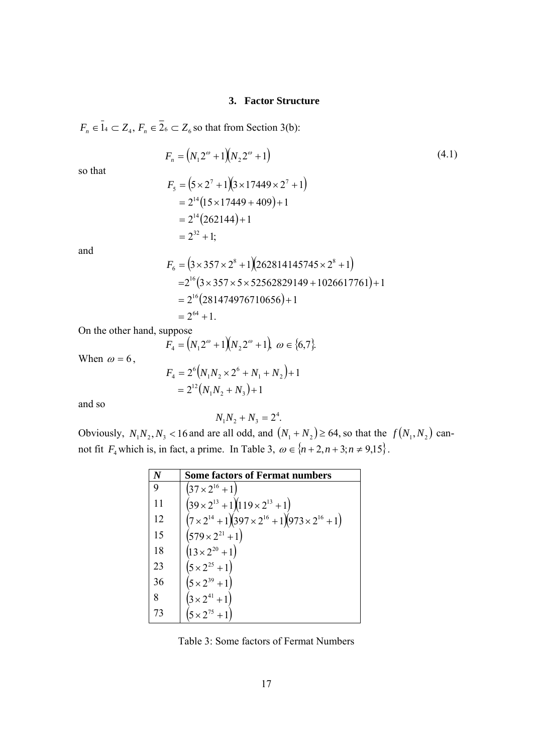### 3. Factor Structure

$F_n \in \bar{1}_4 \subset Z_4$, $F_n \in \bar{2}_6 \subset Z_6$ so that from Section 3(b):

$$F_n = \left(N_1 2^{\omega} + 1\right)\left(N_2 2^{\omega} + 1\right) \tag{4.1}$$

so that

$$\begin{aligned} F_5 &= \left(5 \times 2^7 + 1\right)\left(3 \times 17449 \times 2^7 + 1\right) \\ &= 2^{14}\left(15 \times 17449 + 409\right) + 1 \\ &= 2^{14}\left(262144\right) + 1 \\ &= 2^{32} + 1; \end{aligned}$$

and

$$\begin{aligned} F_6 &= \left(3 \times 357 \times 2^8 + 1\right)\left(262814145745 \times 2^8 + 1\right) \\ &= 2^{16}\left(3 \times 357 \times 5 \times 52562829149 + 1026617761\right) + 1 \\ &= 2^{16}\left(281474976710656\right) + 1 \\ &= 2^{64} + 1. \end{aligned}$$

On the other hand, suppose

$$F_4 = \left(N_1 2^{\omega} + 1\right)\left(N_2 2^{\omega} + 1\right),\ \omega \in \{6,7\}.$$

When $\omega = 6$,

$$\begin{aligned} F_4 &= 2^6\left(N_1 N_2 \times 2^6 + N_1 + N_2\right) + 1 \\ &= 2^{12}\left(N_1 N_2 + N_3\right) + 1 \end{aligned}$$

and so

$$N_1 N_2 + N_3 = 2^4.$$

Obviously, $N_1 N_2, N_3 < 16$ and are all odd, and $\left(N_1 + N_2\right) \geq 64$, so that the $f\left(N_1, N_2\right)$ cannot fit $F_4$ which is, in fact, a prime. In Table 3, $\omega \in \{n+2, n+3; n \neq 9,15\}$.

| *N* | **Some factors of Fermat numbers** |
|---|---|
| 9 | $\left(37 \times 2^{16} + 1\right)$ |
| 11 | $\left(39 \times 2^{13} + 1\right)\left(119 \times 2^{13} + 1\right)$ |
| 12 | $\left(7 \times 2^{14} + 1\right)\left(397 \times 2^{16} + 1\right)\left(973 \times 2^{16} + 1\right)$ |
| 15 | $\left(579 \times 2^{21} + 1\right)$ |
| 18 | $\left(13 \times 2^{20} + 1\right)$ |
| 23 | $\left(5 \times 2^{25} + 1\right)$ |
| 36 | $\left(5 \times 2^{39} + 1\right)$ |
| 8 | $\left(3 \times 2^{41} + 1\right)$ |
| 73 | $\left(5 \times 2^{75} + 1\right)$ |

Table 3: Some factors of Fermat Numbers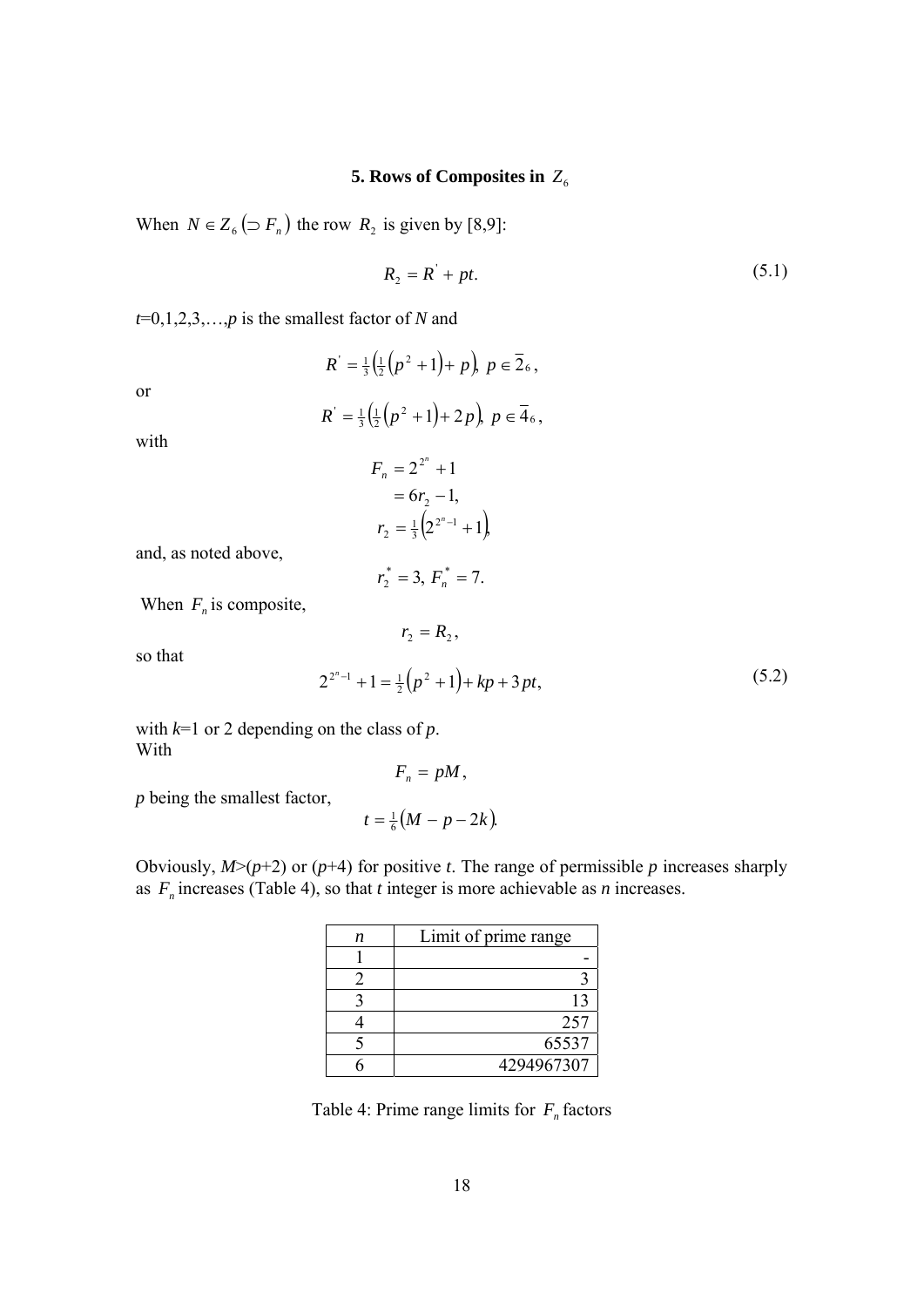## 5. Rows of Composites in $Z_6$

When $N \in Z_6 \left(\supset F_n\right)$ the row $R_2$ is given by [8,9]:

$$R_2 = R^{'} + pt. \tag{5.1}$$

$t$=0,1,2,3,…,$p$ is the smallest factor of $N$ and

$$R^{'} = \tfrac{1}{3}\left(\tfrac{1}{2}\left(p^2+1\right)+p\right),\ p \in \overline{2}_6,$$

or

$$R^{'} = \tfrac{1}{3}\left(\tfrac{1}{2}\left(p^2+1\right)+2p\right),\ p \in \overline{4}_6,$$

with

$$\begin{aligned} F_n &= 2^{2^n}+1 \\ &= 6r_2 - 1, \\ r_2 &= \tfrac{1}{3}\left(2^{2^n-1}+1\right), \end{aligned}$$

and, as noted above,

$$r_2^* = 3,\ F_n^* = 7.$$

When $F_n$ is composite,

$$r_2 = R_2,$$

so that

$$2^{2^n-1}+1 = \tfrac{1}{2}\left(p^2+1\right)+kp+3pt, \tag{5.2}$$

with $k$=1 or 2 depending on the class of $p$.

With

$$F_n = pM,$$

$p$ being the smallest factor,

$$t = \tfrac{1}{6}\left(M - p - 2k\right).$$

Obviously, $M$>($p$+2) or ($p$+4) for positive $t$. The range of permissible $p$ increases sharply as $F_n$ increases (Table 4), so that $t$ integer is more achievable as $n$ increases.

| $n$ | Limit of prime range |
|---|---:|
| 1 | - |
| 2 | 3 |
| 3 | 13 |
| 4 | 257 |
| 5 | 65537 |
| 6 | 4294967307 |

Table 4: Prime range limits for $F_n$ factors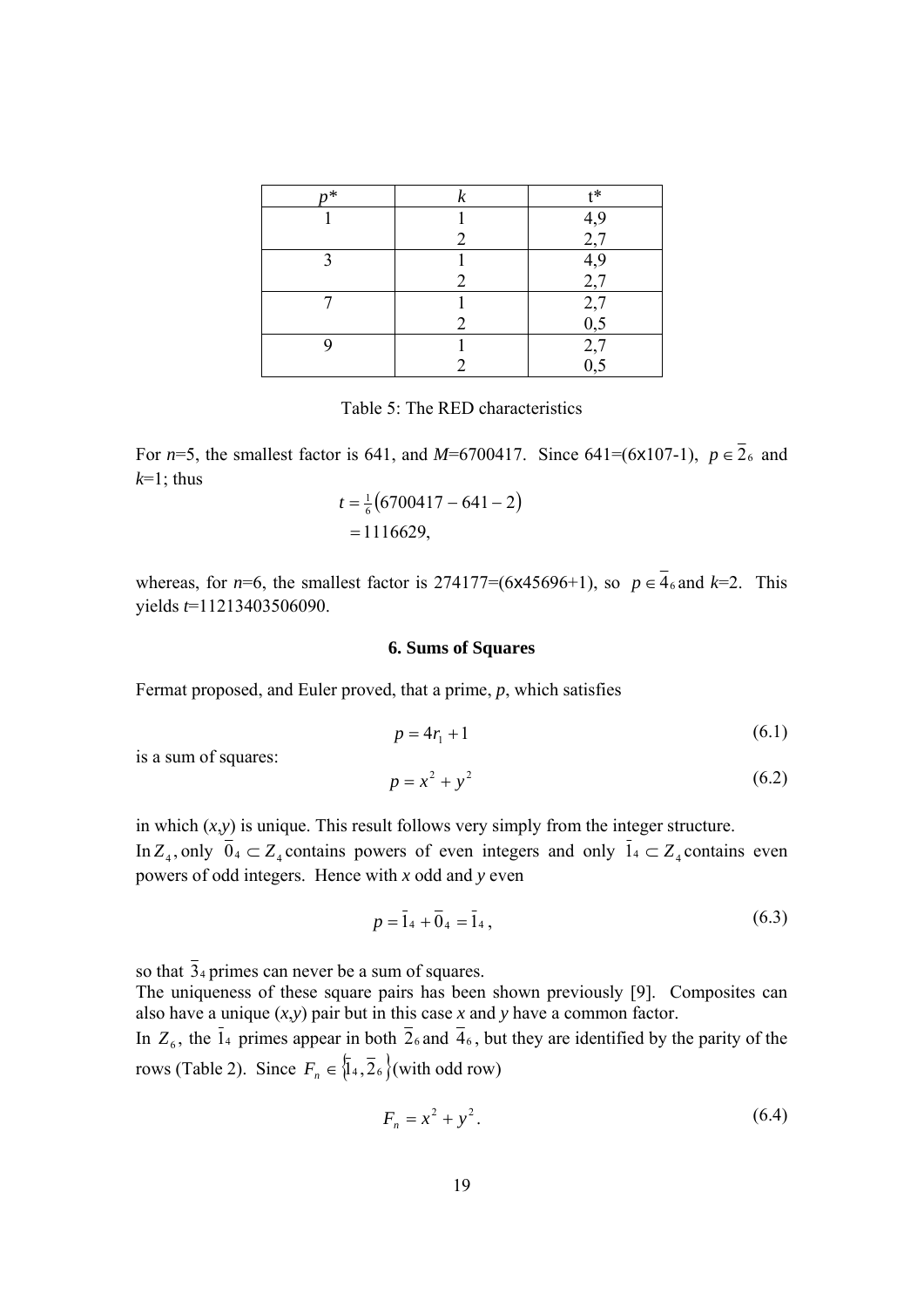| $p$* | $k$ | t* |
|---|---|---|
| 1 | 1 | 4,9 |
| | 2 | 2,7 |
| 3 | 1 | 4,9 |
| | 2 | 2,7 |
| 7 | 1 | 2,7 |
| | 2 | 0,5 |
| 9 | 1 | 2,7 |
| | 2 | 0,5 |

Table 5: The RED characteristics

For $n$=5, the smallest factor is 641, and $M$=6700417. Since 641=(6x107-1), $p \in \overline{2}_6$ and $k$=1; thus

$$
\begin{aligned}
t &= \tfrac{1}{6}(6700417 - 641 - 2) \\
&= 1116629,
\end{aligned}
$$

whereas, for $n$=6, the smallest factor is 274177=(6x45696+1), so $p \in \overline{4}_6$ and $k$=2. This yields $t$=11213403506090.

## 6. Sums of Squares

Fermat proposed, and Euler proved, that a prime, $p$, which satisfies

$$p = 4r_1 + 1 \tag{6.1}$$

is a sum of squares:

$$p = x^2 + y^2 \tag{6.2}$$

in which ($x$,$y$) is unique. This result follows very simply from the integer structure.
In $Z_4$, only $\overline{0}_4 \subset Z_4$ contains powers of even integers and only $\overline{1}_4 \subset Z_4$ contains even powers of odd integers. Hence with $x$ odd and $y$ even

$$p = \overline{1}_4 + \overline{0}_4 = \overline{1}_4 , \tag{6.3}$$

so that $\overline{3}_4$ primes can never be a sum of squares.
The uniqueness of these square pairs has been shown previously [9]. Composites can also have a unique ($x$,$y$) pair but in this case $x$ and $y$ have a common factor.
In $Z_6$, the $\overline{1}_4$ primes appear in both $\overline{2}_6$ and $\overline{4}_6$, but they are identified by the parity of the rows (Table 2). Since $F_n \in \{\overline{1}_4, \overline{2}_6\}$(with odd row)

$$F_n = x^2 + y^2 . \tag{6.4}$$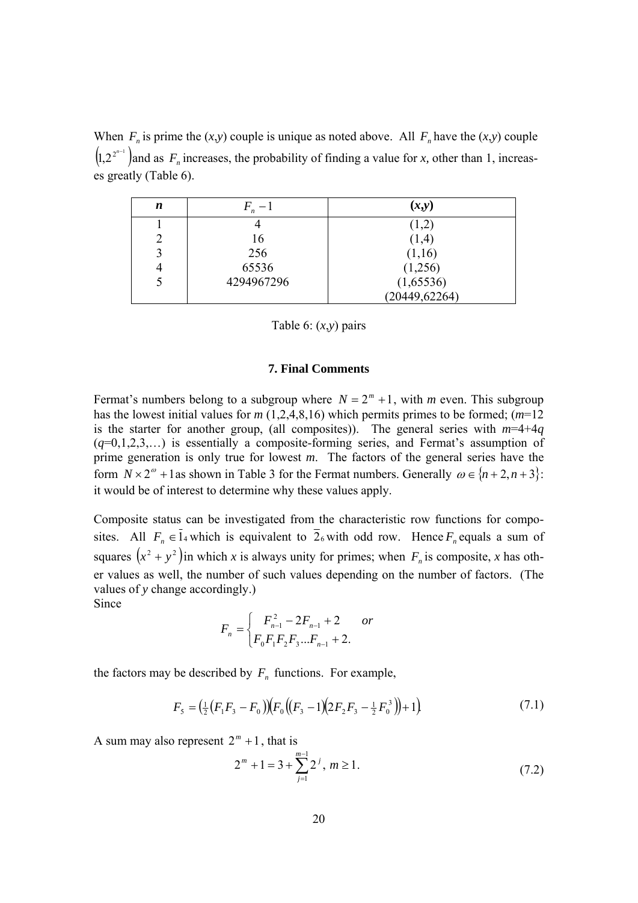When $F_n$ is prime the ($x$,$y$) couple is unique as noted above. All $F_n$ have the ($x$,$y$) couple $\left(1,2^{2^{n-1}}\right)$ and as $F_n$ increases, the probability of finding a value for $x$, other than 1, increases greatly (Table 6).

| $n$ | $F_n - 1$ | ($x$,$y$) |
|---|---|---|
| 1 | 4 | (1,2) |
| 2 | 16 | (1,4) |
| 3 | 256 | (1,16) |
| 4 | 65536 | (1,256) |
| 5 | 4294967296 | (1,65536) |
| | | (20449,62264) |

Table 6: ($x$,$y$) pairs

### 7. Final Comments

Fermat's numbers belong to a subgroup where $N = 2^m + 1$, with $m$ even. This subgroup has the lowest initial values for $m$ (1,2,4,8,16) which permits primes to be formed; ($m$=12 is the starter for another group, (all composites)). The general series with $m$=4+4$q$ ($q$=0,1,2,3,…) is essentially a composite-forming series, and Fermat's assumption of prime generation is only true for lowest $m$. The factors of the general series have the form $N \times 2^{\omega} + 1$ as shown in Table 3 for the Fermat numbers. Generally $\omega \in \{n+2, n+3\}$: it would be of interest to determine why these values apply.

Composite status can be investigated from the characteristic row functions for composites. All $F_n \in \overline{1}_4$ which is equivalent to $\overline{2}_6$ with odd row. Hence $F_n$ equals a sum of squares $\left(x^2 + y^2\right)$ in which $x$ is always unity for primes; when $F_n$ is composite, $x$ has other values as well, the number of such values depending on the number of factors. (The values of $y$ change accordingly.)
Since

$$F_n = \begin{cases} F_{n-1}^2 - 2F_{n-1} + 2 & or \\ F_0 F_1 F_2 F_3 ... F_{n-1} + 2. \end{cases}$$

the factors may be described by $F_n$ functions. For example,

$$F_5 = \left(\tfrac{1}{2}\left(F_1 F_3 - F_0\right)\right)\left(F_0\left(\left(F_3 - 1\right)\left(2F_2 F_3 - \tfrac{1}{2}F_0^3\right)\right) + 1\right). \tag{7.1}$$

A sum may also represent $2^m + 1$, that is

$$2^m + 1 = 3 + \sum_{j=1}^{m-1} 2^j, \; m \geq 1. \tag{7.2}$$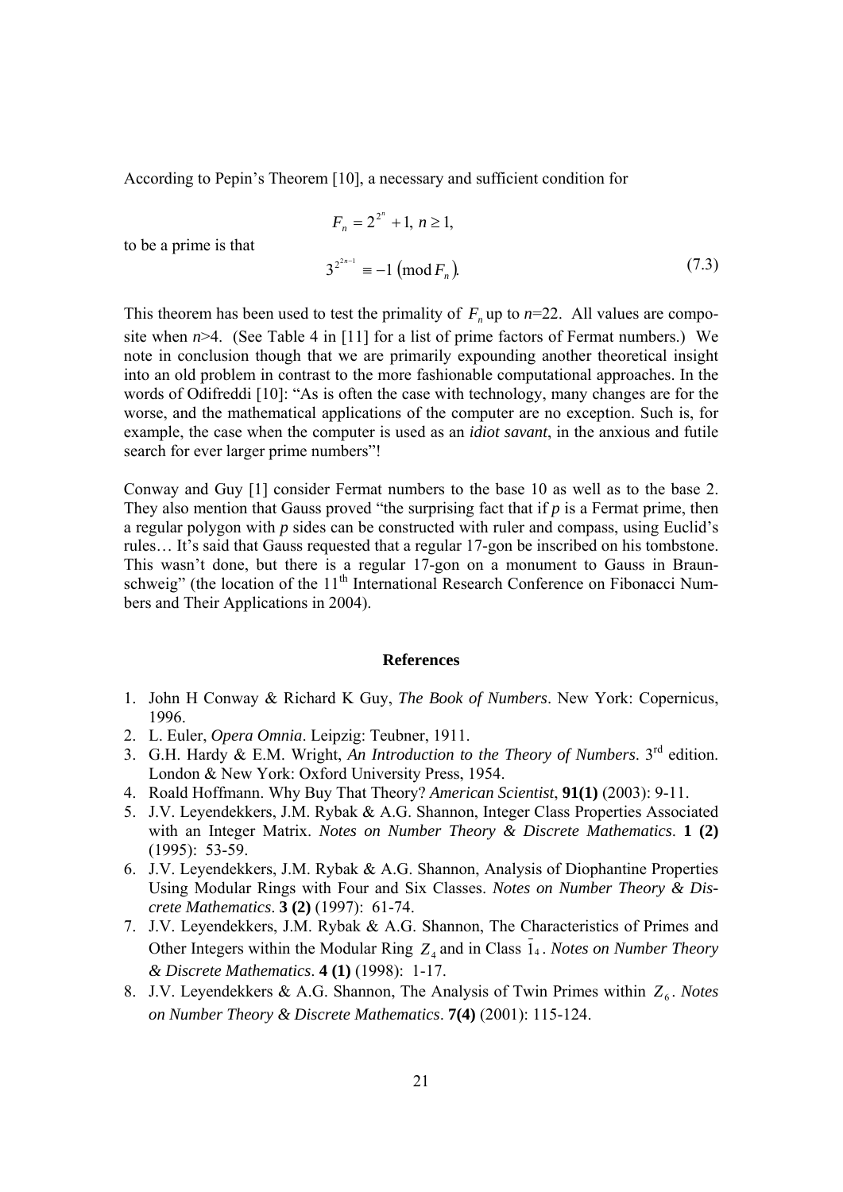According to Pepin's Theorem [10], a necessary and sufficient condition for

$$F_n = 2^{2^n} + 1,\ n \geq 1,$$

to be a prime is that

$$3^{2^{2n-1}} \equiv -1 \left(\mathrm{mod}\, F_n\right). \tag{7.3}$$

This theorem has been used to test the primality of $F_n$ up to $n$=22. All values are composite when $n$>4. (See Table 4 in [11] for a list of prime factors of Fermat numbers.) We note in conclusion though that we are primarily expounding another theoretical insight into an old problem in contrast to the more fashionable computational approaches. In the words of Odifreddi [10]: "As is often the case with technology, many changes are for the worse, and the mathematical applications of the computer are no exception. Such is, for example, the case when the computer is used as an *idiot savant*, in the anxious and futile search for ever larger prime numbers"!

Conway and Guy [1] consider Fermat numbers to the base 10 as well as to the base 2. They also mention that Gauss proved "the surprising fact that if *p* is a Fermat prime, then a regular polygon with *p* sides can be constructed with ruler and compass, using Euclid's rules… It's said that Gauss requested that a regular 17-gon be inscribed on his tombstone. This wasn't done, but there is a regular 17-gon on a monument to Gauss in Braunschweig" (the location of the 11th International Research Conference on Fibonacci Numbers and Their Applications in 2004).

## References

1. John H Conway & Richard K Guy, *The Book of Numbers*. New York: Copernicus, 1996.
2. L. Euler, *Opera Omnia*. Leipzig: Teubner, 1911.
3. G.H. Hardy & E.M. Wright, *An Introduction to the Theory of Numbers*. 3rd edition. London & New York: Oxford University Press, 1954.
4. Roald Hoffmann. Why Buy That Theory? *American Scientist*, **91(1)** (2003): 9-11.
5. J.V. Leyendekkers, J.M. Rybak & A.G. Shannon, Integer Class Properties Associated with an Integer Matrix. *Notes on Number Theory & Discrete Mathematics*. **1 (2)** (1995): 53-59.
6. J.V. Leyendekkers, J.M. Rybak & A.G. Shannon, Analysis of Diophantine Properties Using Modular Rings with Four and Six Classes. *Notes on Number Theory & Discrete Mathematics*. **3 (2)** (1997): 61-74.
7. J.V. Leyendekkers, J.M. Rybak & A.G. Shannon, The Characteristics of Primes and Other Integers within the Modular Ring $Z_4$ and in Class $\bar{1}_4$. *Notes on Number Theory & Discrete Mathematics*. **4 (1)** (1998): 1-17.
8. J.V. Leyendekkers & A.G. Shannon, The Analysis of Twin Primes within $Z_6$. *Notes on Number Theory & Discrete Mathematics*. **7(4)** (2001): 115-124.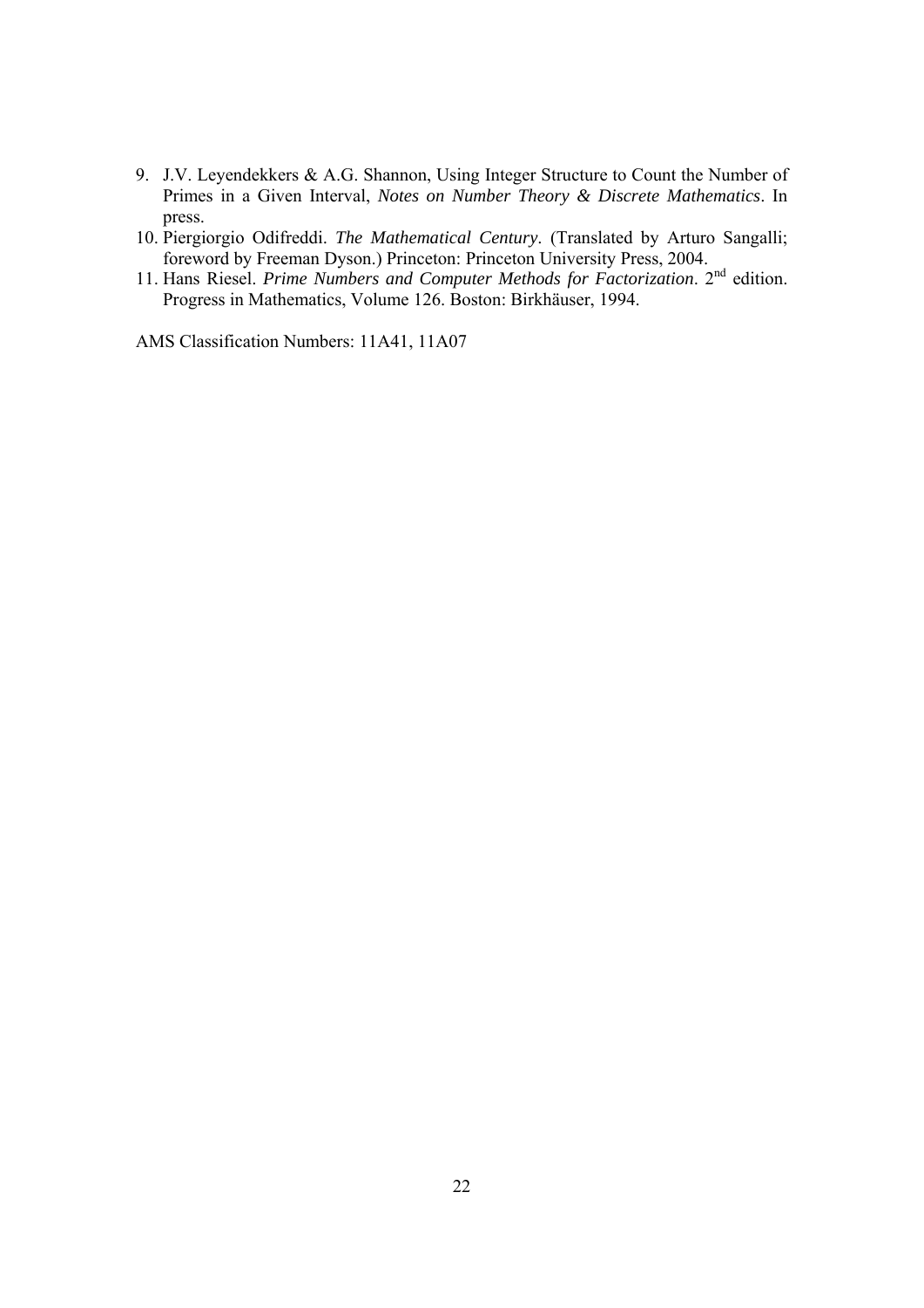9. J.V. Leyendekkers & A.G. Shannon, Using Integer Structure to Count the Number of Primes in a Given Interval, *Notes on Number Theory & Discrete Mathematics*. In press.
10. Piergiorgio Odifreddi. *The Mathematical Century*. (Translated by Arturo Sangalli; foreword by Freeman Dyson.) Princeton: Princeton University Press, 2004.
11. Hans Riesel. *Prime Numbers and Computer Methods for Factorization*. 2nd edition. Progress in Mathematics, Volume 126. Boston: Birkhäuser, 1994.

AMS Classification Numbers: 11A41, 11A07